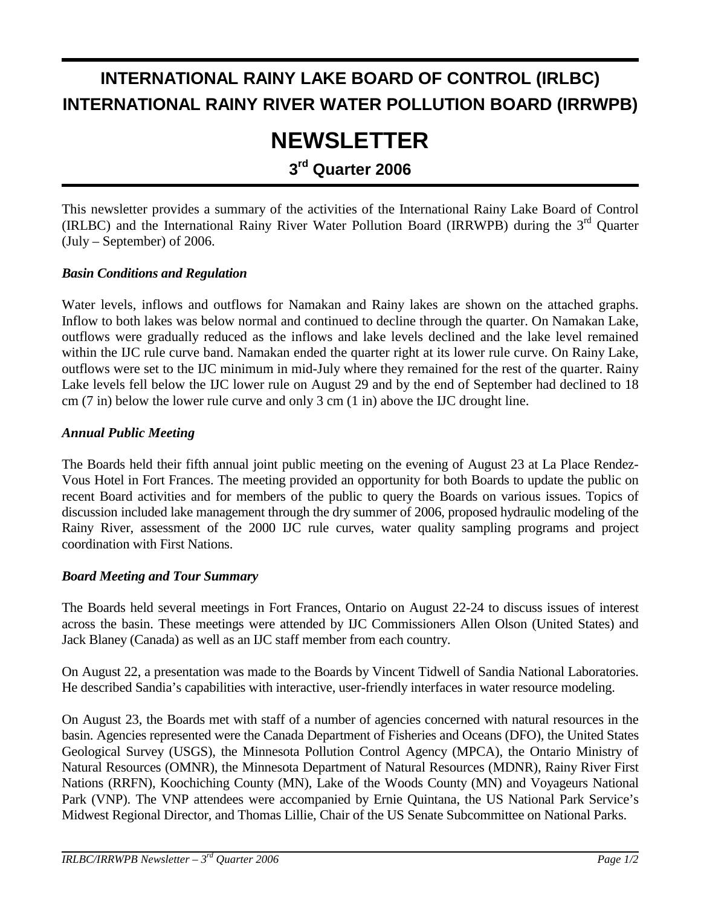# INTERNATIONAL RAINY LAKE BOARD OF CONTROL (IRLBC)
# INTERNATIONAL RAINY RIVER WATER POLLUTION BOARD (IRRWPB)

# NEWSLETTER

## 3rd Quarter 2006

This newsletter provides a summary of the activities of the International Rainy Lake Board of Control (IRLBC) and the International Rainy River Water Pollution Board (IRRWPB) during the 3rd Quarter (July – September) of 2006.

### *Basin Conditions and Regulation*

Water levels, inflows and outflows for Namakan and Rainy lakes are shown on the attached graphs. Inflow to both lakes was below normal and continued to decline through the quarter. On Namakan Lake, outflows were gradually reduced as the inflows and lake levels declined and the lake level remained within the IJC rule curve band. Namakan ended the quarter right at its lower rule curve. On Rainy Lake, outflows were set to the IJC minimum in mid-July where they remained for the rest of the quarter. Rainy Lake levels fell below the IJC lower rule on August 29 and by the end of September had declined to 18 cm (7 in) below the lower rule curve and only 3 cm (1 in) above the IJC drought line.

### *Annual Public Meeting*

The Boards held their fifth annual joint public meeting on the evening of August 23 at La Place Rendez-Vous Hotel in Fort Frances. The meeting provided an opportunity for both Boards to update the public on recent Board activities and for members of the public to query the Boards on various issues. Topics of discussion included lake management through the dry summer of 2006, proposed hydraulic modeling of the Rainy River, assessment of the 2000 IJC rule curves, water quality sampling programs and project coordination with First Nations.

### *Board Meeting and Tour Summary*

The Boards held several meetings in Fort Frances, Ontario on August 22-24 to discuss issues of interest across the basin. These meetings were attended by IJC Commissioners Allen Olson (United States) and Jack Blaney (Canada) as well as an IJC staff member from each country.

On August 22, a presentation was made to the Boards by Vincent Tidwell of Sandia National Laboratories. He described Sandia's capabilities with interactive, user-friendly interfaces in water resource modeling.

On August 23, the Boards met with staff of a number of agencies concerned with natural resources in the basin. Agencies represented were the Canada Department of Fisheries and Oceans (DFO), the United States Geological Survey (USGS), the Minnesota Pollution Control Agency (MPCA), the Ontario Ministry of Natural Resources (OMNR), the Minnesota Department of Natural Resources (MDNR), Rainy River First Nations (RRFN), Koochiching County (MN), Lake of the Woods County (MN) and Voyageurs National Park (VNP). The VNP attendees were accompanied by Ernie Quintana, the US National Park Service's Midwest Regional Director, and Thomas Lillie, Chair of the US Senate Subcommittee on National Parks.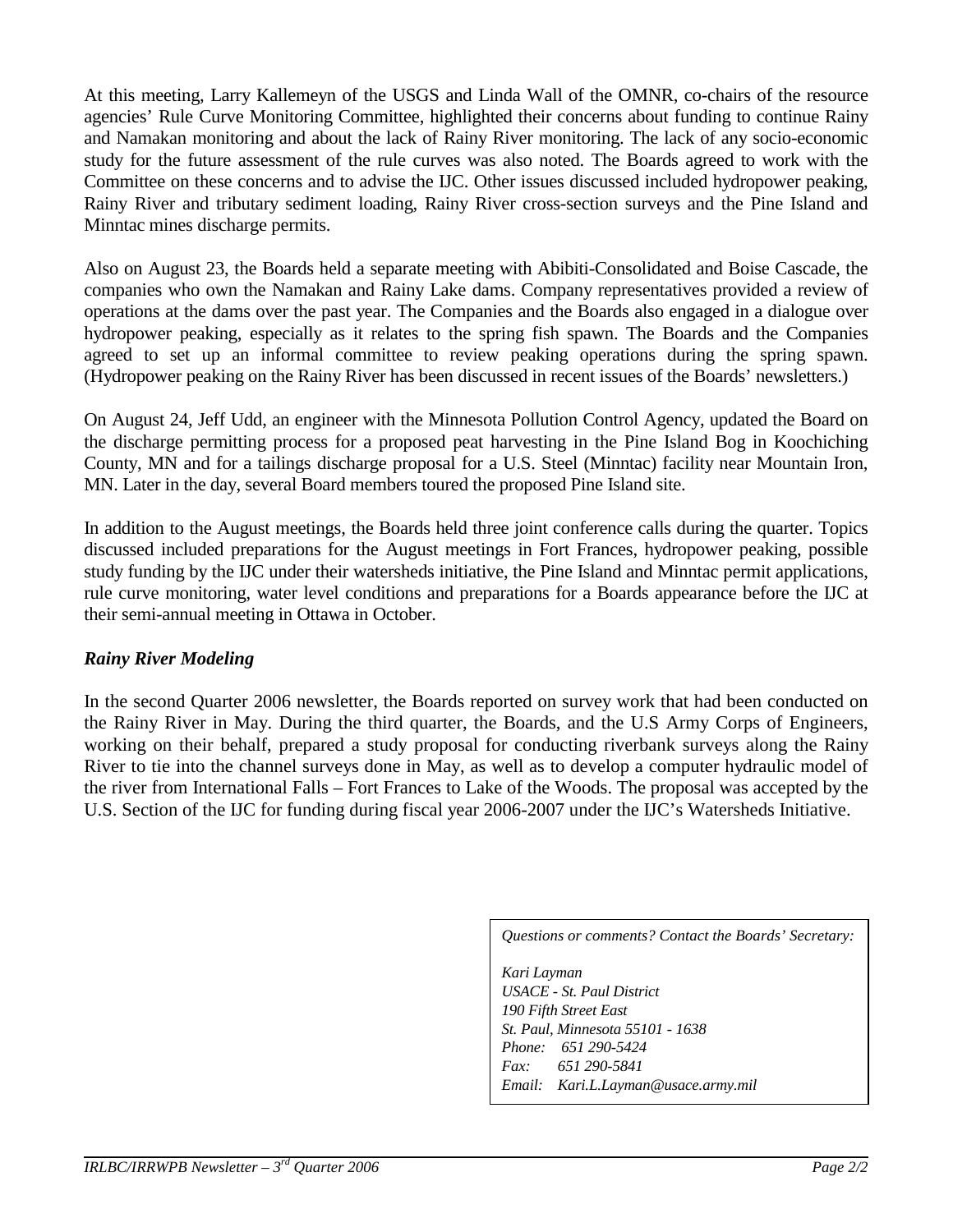At this meeting, Larry Kallemeyn of the USGS and Linda Wall of the OMNR, co-chairs of the resource agencies' Rule Curve Monitoring Committee, highlighted their concerns about funding to continue Rainy and Namakan monitoring and about the lack of Rainy River monitoring. The lack of any socio-economic study for the future assessment of the rule curves was also noted. The Boards agreed to work with the Committee on these concerns and to advise the IJC. Other issues discussed included hydropower peaking, Rainy River and tributary sediment loading, Rainy River cross-section surveys and the Pine Island and Minntac mines discharge permits.

Also on August 23, the Boards held a separate meeting with Abibiti-Consolidated and Boise Cascade, the companies who own the Namakan and Rainy Lake dams. Company representatives provided a review of operations at the dams over the past year. The Companies and the Boards also engaged in a dialogue over hydropower peaking, especially as it relates to the spring fish spawn. The Boards and the Companies agreed to set up an informal committee to review peaking operations during the spring spawn. (Hydropower peaking on the Rainy River has been discussed in recent issues of the Boards' newsletters.)

On August 24, Jeff Udd, an engineer with the Minnesota Pollution Control Agency, updated the Board on the discharge permitting process for a proposed peat harvesting in the Pine Island Bog in Koochiching County, MN and for a tailings discharge proposal for a U.S. Steel (Minntac) facility near Mountain Iron, MN. Later in the day, several Board members toured the proposed Pine Island site.

In addition to the August meetings, the Boards held three joint conference calls during the quarter. Topics discussed included preparations for the August meetings in Fort Frances, hydropower peaking, possible study funding by the IJC under their watersheds initiative, the Pine Island and Minntac permit applications, rule curve monitoring, water level conditions and preparations for a Boards appearance before the IJC at their semi-annual meeting in Ottawa in October.

### *Rainy River Modeling*

In the second Quarter 2006 newsletter, the Boards reported on survey work that had been conducted on the Rainy River in May. During the third quarter, the Boards, and the U.S Army Corps of Engineers, working on their behalf, prepared a study proposal for conducting riverbank surveys along the Rainy River to tie into the channel surveys done in May, as well as to develop a computer hydraulic model of the river from International Falls – Fort Frances to Lake of the Woods. The proposal was accepted by the U.S. Section of the IJC for funding during fiscal year 2006-2007 under the IJC's Watersheds Initiative.

*Questions or comments? Contact the Boards' Secretary:*

*Kari Layman*
*USACE - St. Paul District*
*190 Fifth Street East*
*St. Paul, Minnesota 55101 - 1638*
*Phone: 651 290-5424*
*Fax: 651 290-5841*
*Email: Kari.L.Layman@usace.army.mil*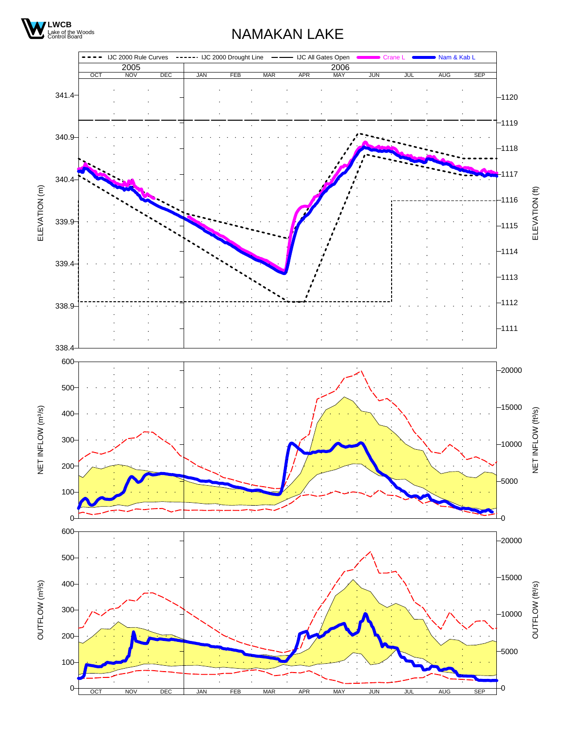LWCB
Lake of the Woods Control Board

# NAMAKAN LAKE

IJC 2000 Rule Curves · IJC 2000 Drought Line · IJC All Gates Open · Crane L · Nam & Kab L

2005: OCT NOV DEC · 2006: JAN FEB MAR APR MAY JUN JUL AUG SEP

ELEVATION (m): 338.4, 338.9, 339.4, 339.9, 340.4, 340.9, 341.4

ELEVATION (ft): 1111, 1112, 1113, 1114, 1115, 1116, 1117, 1118, 1119, 1120

NET INFLOW (m³/s): 0, 100, 200, 300, 400, 500, 600

NET INFLOW (ft³/s): 0, 5000, 10000, 15000, 20000

OUTFLOW (m³/s): 0, 100, 200, 300, 400, 500, 600

OUTFLOW (ft³/s): 0, 5000, 10000, 15000, 20000

OCT NOV DEC JAN FEB MAR APR MAY JUN JUL AUG SEP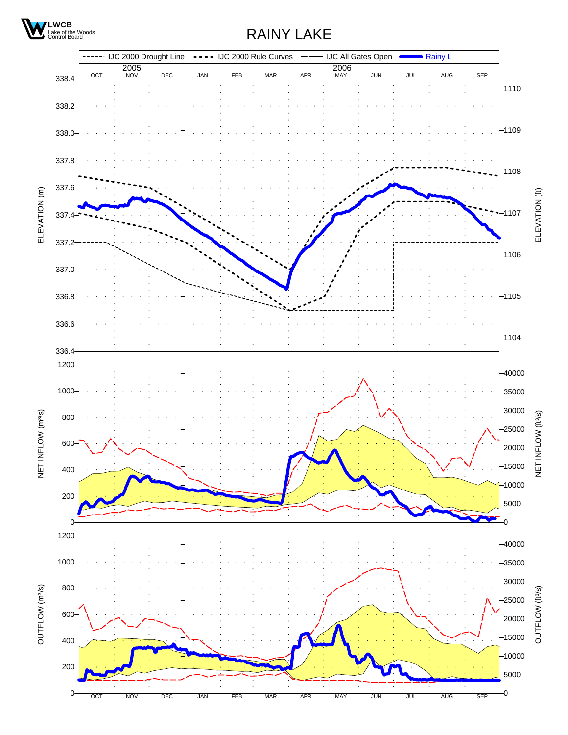LWCB
Lake of the Woods
Control Board

# RAINY LAKE

IJC 2000 Drought Line
IJC 2000 Rule Curves
IJC All Gates Open
Rainy L

2005
2006

OCT NOV DEC JAN FEB MAR APR MAY JUN JUL AUG SEP

ELEVATION (m)

338.4
338.2
338.0
337.8
337.6
337.4
337.2
337.0
336.8
336.6
336.4

ELEVATION (ft)

1110
1109
1108
1107
1106
1105
1104

NET INFLOW (m³/s)

1200
1000
800
600
400
200
0

NET INFLOW (ft³/s)

40000
35000
30000
25000
20000
15000
10000
5000
0

OUTFLOW (m³/s)

1200
1000
800
600
400
200
0

OUTFLOW (ft³/s)

40000
35000
30000
25000
20000
15000
10000
5000
0

OCT NOV DEC JAN FEB MAR APR MAY JUN JUL AUG SEP